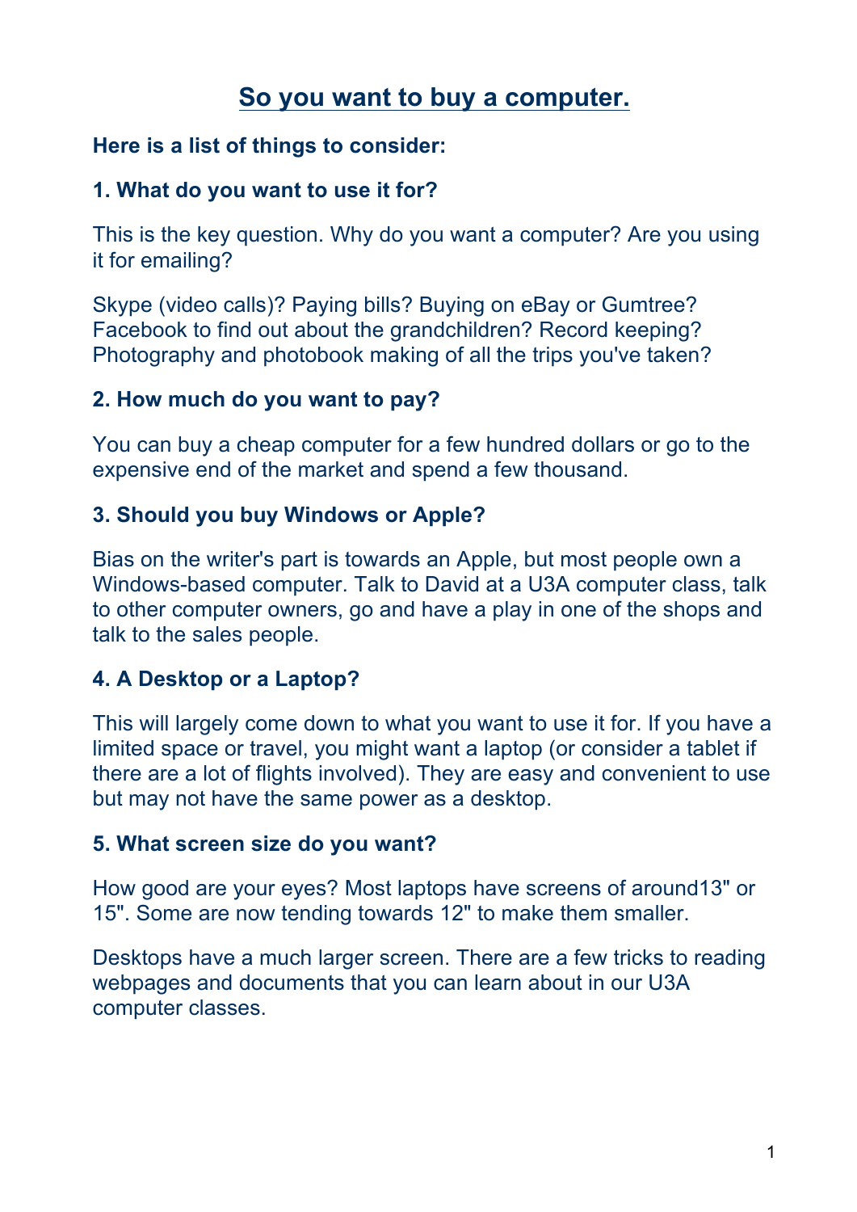# So you want to buy a computer.

**Here is a list of things to consider:**

**1. What do you want to use it for?**

This is the key question. Why do you want a computer? Are you using it for emailing?

Skype (video calls)? Paying bills? Buying on eBay or Gumtree? Facebook to find out about the grandchildren? Record keeping? Photography and photobook making of all the trips you've taken?

**2. How much do you want to pay?**

You can buy a cheap computer for a few hundred dollars or go to the expensive end of the market and spend a few thousand.

**3. Should you buy Windows or Apple?**

Bias on the writer's part is towards an Apple, but most people own a Windows-based computer. Talk to David at a U3A computer class, talk to other computer owners, go and have a play in one of the shops and talk to the sales people.

**4. A Desktop or a Laptop?**

This will largely come down to what you want to use it for. If you have a limited space or travel, you might want a laptop (or consider a tablet if there are a lot of flights involved). They are easy and convenient to use but may not have the same power as a desktop.

**5. What screen size do you want?**

How good are your eyes? Most laptops have screens of around13" or 15". Some are now tending towards 12" to make them smaller.

Desktops have a much larger screen. There are a few tricks to reading webpages and documents that you can learn about in our U3A computer classes.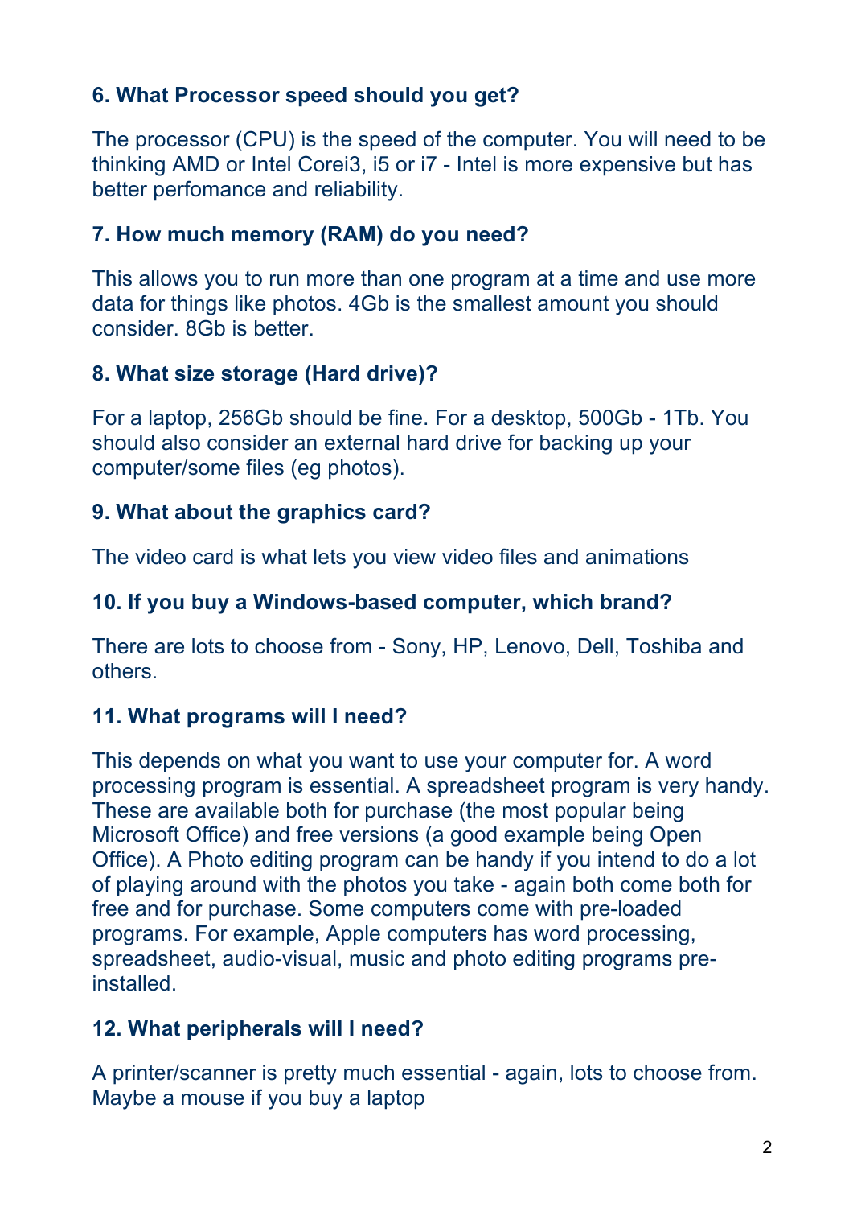### 6. What Processor speed should you get?

The processor (CPU) is the speed of the computer. You will need to be thinking AMD or Intel Corei3, i5 or i7 - Intel is more expensive but has better perfomance and reliability.

### 7. How much memory (RAM) do you need?

This allows you to run more than one program at a time and use more data for things like photos. 4Gb is the smallest amount you should consider. 8Gb is better.

### 8. What size storage (Hard drive)?

For a laptop, 256Gb should be fine. For a desktop, 500Gb - 1Tb. You should also consider an external hard drive for backing up your computer/some files (eg photos).

### 9. What about the graphics card?

The video card is what lets you view video files and animations

### 10. If you buy a Windows-based computer, which brand?

There are lots to choose from - Sony, HP, Lenovo, Dell, Toshiba and others.

### 11. What programs will I need?

This depends on what you want to use your computer for. A word processing program is essential. A spreadsheet program is very handy. These are available both for purchase (the most popular being Microsoft Office) and free versions (a good example being Open Office). A Photo editing program can be handy if you intend to do a lot of playing around with the photos you take - again both come both for free and for purchase. Some computers come with pre-loaded programs. For example, Apple computers has word processing, spreadsheet, audio-visual, music and photo editing programs pre-installed.

### 12. What peripherals will I need?

A printer/scanner is pretty much essential - again, lots to choose from. Maybe a mouse if you buy a laptop